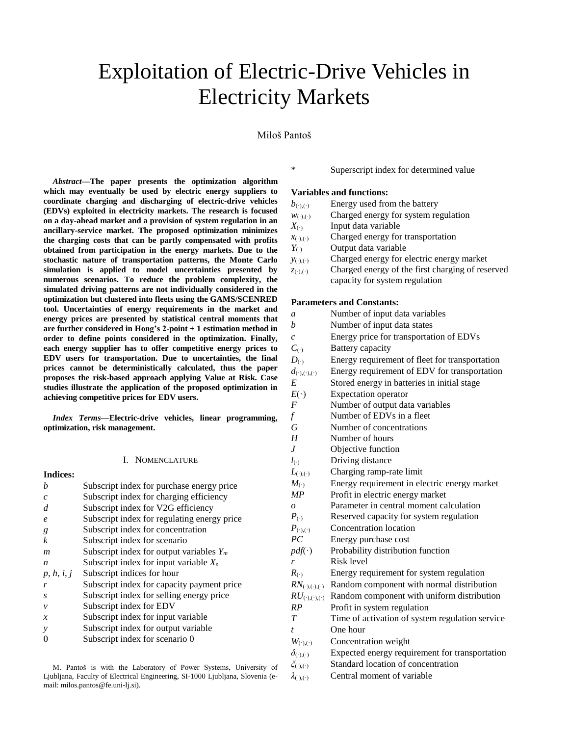# Exploitation of Electric-Drive Vehicles in Electricity Markets

Miloš Pantoš

***Abstract*—The paper presents the optimization algorithm which may eventually be used by electric energy suppliers to coordinate charging and discharging of electric-drive vehicles (EDVs) exploited in electricity markets. The research is focused on a day-ahead market and a provision of system regulation in an ancillary-service market. The proposed optimization minimizes the charging costs that can be partly compensated with profits obtained from participation in the energy markets. Due to the stochastic nature of transportation patterns, the Monte Carlo simulation is applied to model uncertainties presented by numerous scenarios. To reduce the problem complexity, the simulated driving patterns are not individually considered in the optimization but clustered into fleets using the GAMS/SCENRED tool. Uncertainties of energy requirements in the market and energy prices are presented by statistical central moments that are further considered in Hong's 2-point + 1 estimation method in order to define points considered in the optimization. Finally, each energy supplier has to offer competitive energy prices to EDV users for transportation. Due to uncertainties, the final prices cannot be deterministically calculated, thus the paper proposes the risk-based approach applying Value at Risk. Case studies illustrate the application of the proposed optimization in achieving competitive prices for EDV users.**

***Index Terms*—Electric-drive vehicles, linear programming, optimization, risk management.**

## I. Nomenclature

**Indices:**

| | |
|---|---|
| $b$ | Subscript index for purchase energy price |
| $c$ | Subscript index for charging efficiency |
| $d$ | Subscript index for V2G efficiency |
| $e$ | Subscript index for regulating energy price |
| $g$ | Subscript index for concentration |
| $k$ | Subscript index for scenario |
| $m$ | Subscript index for output variables $Y_m$ |
| $n$ | Subscript index for input variable $X_n$ |
| $p, h, i, j$ | Subscript indices for hour |
| $r$ | Subscript index for capacity payment price |
| $s$ | Subscript index for selling energy price |
| $v$ | Subscript index for EDV |
| $x$ | Subscript index for input variable |
| $y$ | Subscript index for output variable |
| $0$ | Subscript index for scenario 0 |
| $*$ | Superscript index for determined value |

**Variables and functions:**

| | |
|---|---|
| $b_{(\cdot),(\cdot)}$ | Energy used from the battery |
| $w_{(\cdot),(\cdot)}$ | Charged energy for system regulation |
| $X_{(\cdot)}$ | Input data variable |
| $x_{(\cdot),(\cdot)}$ | Charged energy for transportation |
| $Y_{(\cdot)}$ | Output data variable |
| $y_{(\cdot),(\cdot)}$ | Charged energy for electric energy market |
| $z_{(\cdot),(\cdot)}$ | Charged energy of the first charging of reserved capacity for system regulation |

**Parameters and Constants:**

| | |
|---|---|
| $a$ | Number of input data variables |
| $b$ | Number of input data states |
| $c$ | Energy price for transportation of EDVs |
| $C_{(\cdot)}$ | Battery capacity |
| $D_{(\cdot)}$ | Energy requirement of fleet for transportation |
| $d_{(\cdot),(\cdot),(\cdot)}$ | Energy requirement of EDV for transportation |
| $E$ | Stored energy in batteries in initial stage |
| $E(\cdot)$ | Expectation operator |
| $F$ | Number of output data variables |
| $f$ | Number of EDVs in a fleet |
| $G$ | Number of concentrations |
| $H$ | Number of hours |
| $J$ | Objective function |
| $l_{(\cdot)}$ | Driving distance |
| $L_{(\cdot),(\cdot)}$ | Charging ramp-rate limit |
| $M_{(\cdot)}$ | Energy requirement in electric energy market |
| $MP$ | Profit in electric energy market |
| $o$ | Parameter in central moment calculation |
| $P_{(\cdot)}$ | Reserved capacity for system regulation |
| $P_{(\cdot),(\cdot)}$ | Concentration location |
| $PC$ | Energy purchase cost |
| $pdf(\cdot)$ | Probability distribution function |
| $r$ | Risk level |
| $R_{(\cdot)}$ | Energy requirement for system regulation |
| $RN_{(\cdot),(\cdot),(\cdot)}$ | Random component with normal distribution |
| $RU_{(\cdot),(\cdot),(\cdot)}$ | Random component with uniform distribution |
| $RP$ | Profit in system regulation |
| $T$ | Time of activation of system regulation service |
| $t$ | One hour |
| $W_{(\cdot),(\cdot)}$ | Concentration weight |
| $\delta_{(\cdot),(\cdot)}$ | Expected energy requirement for transportation |
| $\xi_{(\cdot),(\cdot)}$ | Standard location of concentration |
| $\lambda_{(\cdot),(\cdot)}$ | Central moment of variable |

M. Pantoš is with the Laboratory of Power Systems, University of Ljubljana, Faculty of Electrical Engineering, SI-1000 Ljubljana, Slovenia (e-mail: milos.pantos@fe.uni-lj.si).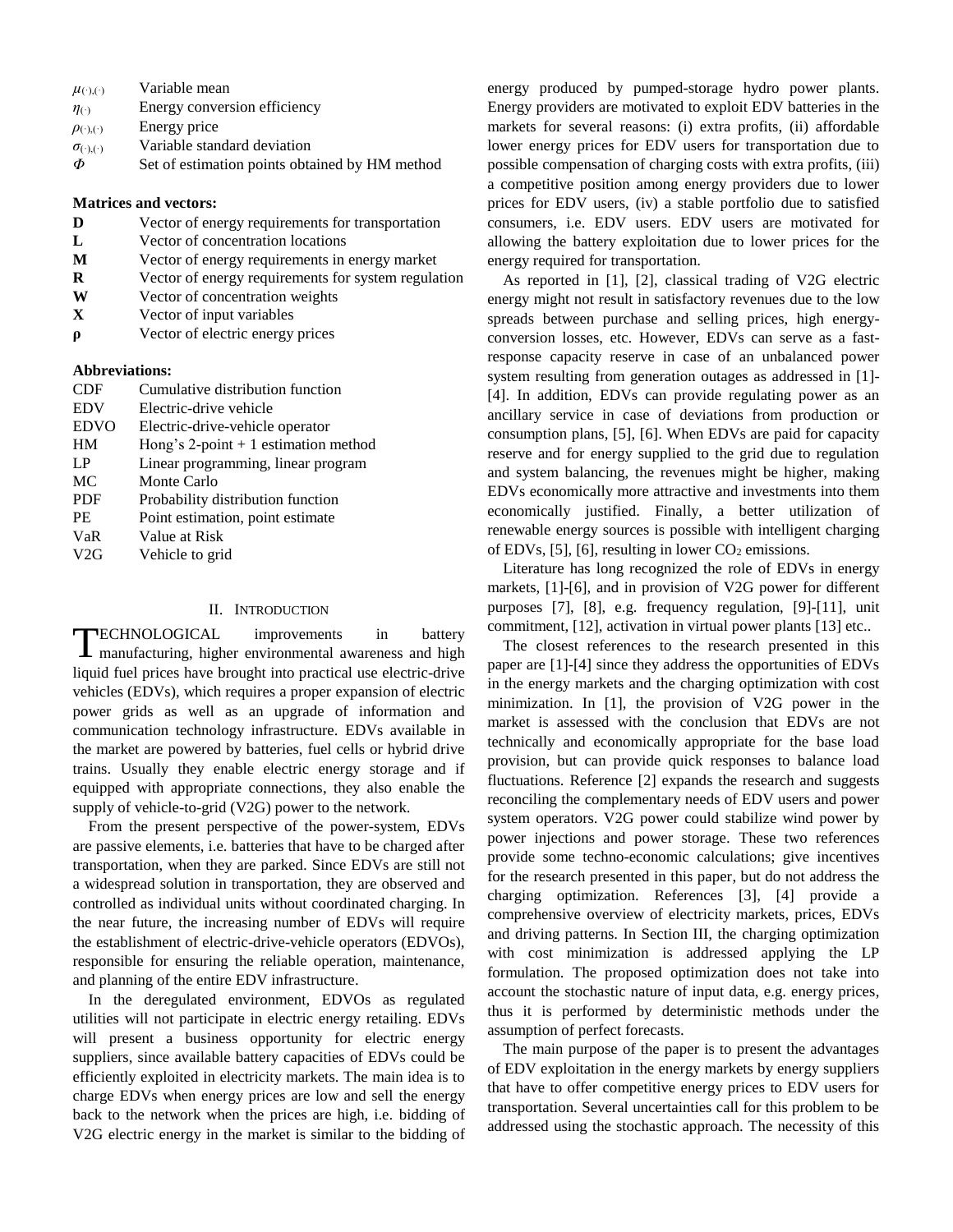| | |
|---|---|
| $\mu_{(\cdot),(\cdot)}$ | Variable mean |
| $\eta_{(\cdot)}$ | Energy conversion efficiency |
| $\rho_{(\cdot),(\cdot)}$ | Energy price |
| $\sigma_{(\cdot),(\cdot)}$ | Variable standard deviation |
| $\Phi$ | Set of estimation points obtained by HM method |

**Matrices and vectors:**

| | |
|---|---|
| **D** | Vector of energy requirements for transportation |
| **L** | Vector of concentration locations |
| **M** | Vector of energy requirements in energy market |
| **R** | Vector of energy requirements for system regulation |
| **W** | Vector of concentration weights |
| **X** | Vector of input variables |
| **ρ** | Vector of electric energy prices |

**Abbreviations:**

| | |
|---|---|
| CDF | Cumulative distribution function |
| EDV | Electric-drive vehicle |
| EDVO | Electric-drive-vehicle operator |
| HM | Hong's 2-point + 1 estimation method |
| LP | Linear programming, linear program |
| MC | Monte Carlo |
| PDF | Probability distribution function |
| PE | Point estimation, point estimate |
| VaR | Value at Risk |
| V2G | Vehicle to grid |

## II. Introduction

Technological improvements in battery manufacturing, higher environmental awareness and high liquid fuel prices have brought into practical use electric-drive vehicles (EDVs), which requires a proper expansion of electric power grids as well as an upgrade of information and communication technology infrastructure. EDVs available in the market are powered by batteries, fuel cells or hybrid drive trains. Usually they enable electric energy storage and if equipped with appropriate connections, they also enable the supply of vehicle-to-grid (V2G) power to the network.

From the present perspective of the power-system, EDVs are passive elements, i.e. batteries that have to be charged after transportation, when they are parked. Since EDVs are still not a widespread solution in transportation, they are observed and controlled as individual units without coordinated charging. In the near future, the increasing number of EDVs will require the establishment of electric-drive-vehicle operators (EDVOs), responsible for ensuring the reliable operation, maintenance, and planning of the entire EDV infrastructure.

In the deregulated environment, EDVOs as regulated utilities will not participate in electric energy retailing. EDVs will present a business opportunity for electric energy suppliers, since available battery capacities of EDVs could be efficiently exploited in electricity markets. The main idea is to charge EDVs when energy prices are low and sell the energy back to the network when the prices are high, i.e. bidding of V2G electric energy in the market is similar to the bidding of energy produced by pumped-storage hydro power plants. Energy providers are motivated to exploit EDV batteries in the markets for several reasons: (i) extra profits, (ii) affordable lower energy prices for EDV users for transportation due to possible compensation of charging costs with extra profits, (iii) a competitive position among energy providers due to lower prices for EDV users, (iv) a stable portfolio due to satisfied consumers, i.e. EDV users. EDV users are motivated for allowing the battery exploitation due to lower prices for the energy required for transportation.

As reported in [1], [2], classical trading of V2G electric energy might not result in satisfactory revenues due to the low spreads between purchase and selling prices, high energy-conversion losses, etc. However, EDVs can serve as a fast-response capacity reserve in case of an unbalanced power system resulting from generation outages as addressed in [1]-[4]. In addition, EDVs can provide regulating power as an ancillary service in case of deviations from production or consumption plans, [5], [6]. When EDVs are paid for capacity reserve and for energy supplied to the grid due to regulation and system balancing, the revenues might be higher, making EDVs economically more attractive and investments into them economically justified. Finally, a better utilization of renewable energy sources is possible with intelligent charging of EDVs, [5], [6], resulting in lower $CO_2$ emissions.

Literature has long recognized the role of EDVs in energy markets, [1]-[6], and in provision of V2G power for different purposes [7], [8], e.g. frequency regulation, [9]-[11], unit commitment, [12], activation in virtual power plants [13] etc..

The closest references to the research presented in this paper are [1]-[4] since they address the opportunities of EDVs in the energy markets and the charging optimization with cost minimization. In [1], the provision of V2G power in the market is assessed with the conclusion that EDVs are not technically and economically appropriate for the base load provision, but can provide quick responses to balance load fluctuations. Reference [2] expands the research and suggests reconciling the complementary needs of EDV users and power system operators. V2G power could stabilize wind power by power injections and power storage. These two references provide some techno-economic calculations; give incentives for the research presented in this paper, but do not address the charging optimization. References [3], [4] provide a comprehensive overview of electricity markets, prices, EDVs and driving patterns. In Section III, the charging optimization with cost minimization is addressed applying the LP formulation. The proposed optimization does not take into account the stochastic nature of input data, e.g. energy prices, thus it is performed by deterministic methods under the assumption of perfect forecasts.

The main purpose of the paper is to present the advantages of EDV exploitation in the energy markets by energy suppliers that have to offer competitive energy prices to EDV users for transportation. Several uncertainties call for this problem to be addressed using the stochastic approach. The necessity of this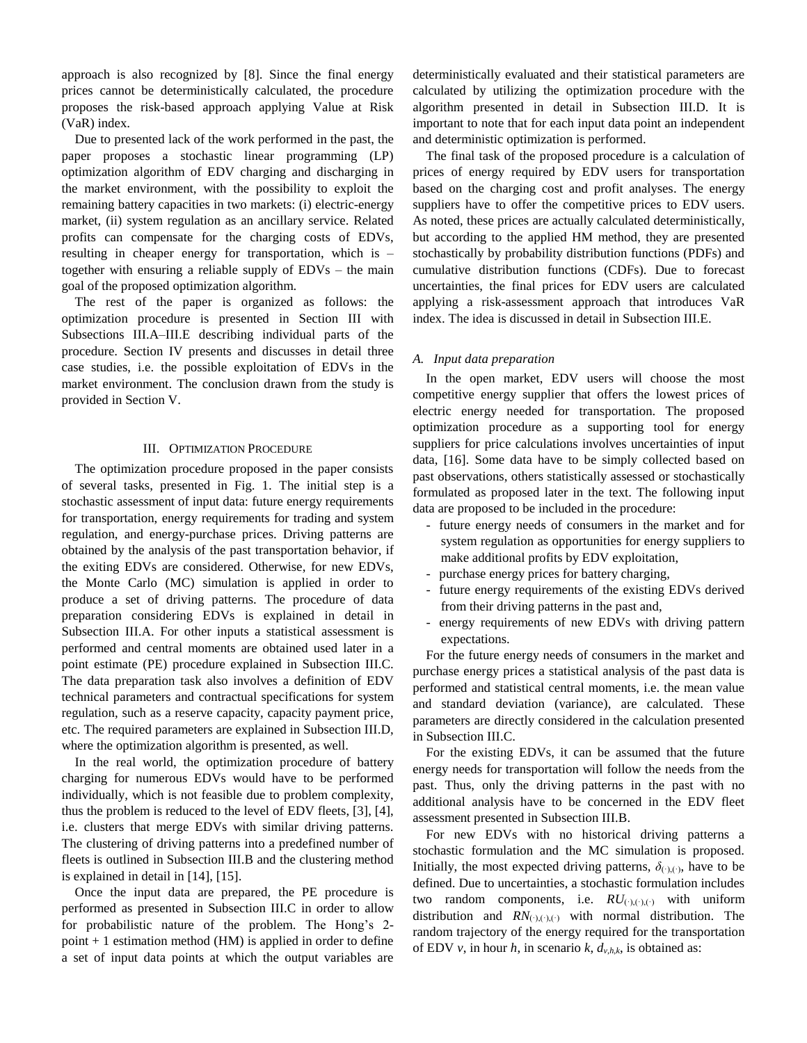approach is also recognized by [8]. Since the final energy prices cannot be deterministically calculated, the procedure proposes the risk-based approach applying Value at Risk (VaR) index.

Due to presented lack of the work performed in the past, the paper proposes a stochastic linear programming (LP) optimization algorithm of EDV charging and discharging in the market environment, with the possibility to exploit the remaining battery capacities in two markets: (i) electric-energy market, (ii) system regulation as an ancillary service. Related profits can compensate for the charging costs of EDVs, resulting in cheaper energy for transportation, which is – together with ensuring a reliable supply of EDVs – the main goal of the proposed optimization algorithm.

The rest of the paper is organized as follows: the optimization procedure is presented in Section III with Subsections III.A–III.E describing individual parts of the procedure. Section IV presents and discusses in detail three case studies, i.e. the possible exploitation of EDVs in the market environment. The conclusion drawn from the study is provided in Section V.

## III. Optimization Procedure

The optimization procedure proposed in the paper consists of several tasks, presented in Fig. 1. The initial step is a stochastic assessment of input data: future energy requirements for transportation, energy requirements for trading and system regulation, and energy-purchase prices. Driving patterns are obtained by the analysis of the past transportation behavior, if the exiting EDVs are considered. Otherwise, for new EDVs, the Monte Carlo (MC) simulation is applied in order to produce a set of driving patterns. The procedure of data preparation considering EDVs is explained in detail in Subsection III.A. For other inputs a statistical assessment is performed and central moments are obtained used later in a point estimate (PE) procedure explained in Subsection III.C. The data preparation task also involves a definition of EDV technical parameters and contractual specifications for system regulation, such as a reserve capacity, capacity payment price, etc. The required parameters are explained in Subsection III.D, where the optimization algorithm is presented, as well.

In the real world, the optimization procedure of battery charging for numerous EDVs would have to be performed individually, which is not feasible due to problem complexity, thus the problem is reduced to the level of EDV fleets, [3], [4], i.e. clusters that merge EDVs with similar driving patterns. The clustering of driving patterns into a predefined number of fleets is outlined in Subsection III.B and the clustering method is explained in detail in [14], [15].

Once the input data are prepared, the PE procedure is performed as presented in Subsection III.C in order to allow for probabilistic nature of the problem. The Hong's 2-point + 1 estimation method (HM) is applied in order to define a set of input data points at which the output variables are deterministically evaluated and their statistical parameters are calculated by utilizing the optimization procedure with the algorithm presented in detail in Subsection III.D. It is important to note that for each input data point an independent and deterministic optimization is performed.

The final task of the proposed procedure is a calculation of prices of energy required by EDV users for transportation based on the charging cost and profit analyses. The energy suppliers have to offer the competitive prices to EDV users. As noted, these prices are actually calculated deterministically, but according to the applied HM method, they are presented stochastically by probability distribution functions (PDFs) and cumulative distribution functions (CDFs). Due to forecast uncertainties, the final prices for EDV users are calculated applying a risk-assessment approach that introduces VaR index. The idea is discussed in detail in Subsection III.E.

### A. Input data preparation

In the open market, EDV users will choose the most competitive energy supplier that offers the lowest prices of electric energy needed for transportation. The proposed optimization procedure as a supporting tool for energy suppliers for price calculations involves uncertainties of input data, [16]. Some data have to be simply collected based on past observations, others statistically assessed or stochastically formulated as proposed later in the text. The following input data are proposed to be included in the procedure:

- future energy needs of consumers in the market and for system regulation as opportunities for energy suppliers to make additional profits by EDV exploitation,
- purchase energy prices for battery charging,
- future energy requirements of the existing EDVs derived from their driving patterns in the past and,
- energy requirements of new EDVs with driving pattern expectations.

For the future energy needs of consumers in the market and purchase energy prices a statistical analysis of the past data is performed and statistical central moments, i.e. the mean value and standard deviation (variance), are calculated. These parameters are directly considered in the calculation presented in Subsection III.C.

For the existing EDVs, it can be assumed that the future energy needs for transportation will follow the needs from the past. Thus, only the driving patterns in the past with no additional analysis have to be concerned in the EDV fleet assessment presented in Subsection III.B.

For new EDVs with no historical driving patterns a stochastic formulation and the MC simulation is proposed. Initially, the most expected driving patterns, $\delta_{(\cdot),(\cdot)}$, have to be defined. Due to uncertainties, a stochastic formulation includes two random components, i.e. $RU_{(\cdot),(\cdot),(\cdot)}$ with uniform distribution and $RN_{(\cdot),(\cdot),(\cdot)}$ with normal distribution. The random trajectory of the energy required for the transportation of EDV $v$, in hour $h$, in scenario $k$, $d_{v,h,k}$, is obtained as: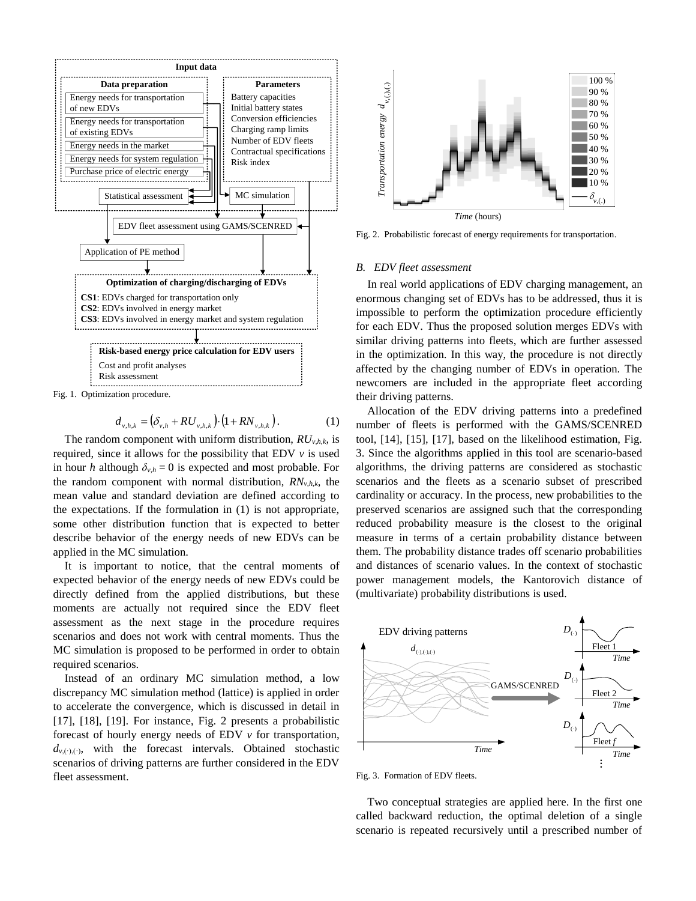Fig. 1. Optimization procedure.

$$d_{v,h,k} = \left(\delta_{v,h} + RU_{v,h,k}\right)\cdot\left(1 + RN_{v,h,k}\right). \qquad (1)$$

The random component with uniform distribution, $RU_{v,h,k}$, is required, since it allows for the possibility that EDV $v$ is used in hour $h$ although $\delta_{v,h} = 0$ is expected and most probable. For the random component with normal distribution, $RN_{v,h,k}$, the mean value and standard deviation are defined according to the expectations. If the formulation in (1) is not appropriate, some other distribution function that is expected to better describe behavior of the energy needs of new EDVs can be applied in the MC simulation.

It is important to notice, that the central moments of expected behavior of the energy needs of new EDVs could be directly defined from the applied distributions, but these moments are actually not required since the EDV fleet assessment as the next stage in the procedure requires scenarios and does not work with central moments. Thus the MC simulation is proposed to be performed in order to obtain required scenarios.

Instead of an ordinary MC simulation method, a low discrepancy MC simulation method (lattice) is applied in order to accelerate the convergence, which is discussed in detail in [17], [18], [19]. For instance, Fig. 2 presents a probabilistic forecast of hourly energy needs of EDV $v$ for transportation, $d_{v,(\cdot),(\cdot)}$, with the forecast intervals. Obtained stochastic scenarios of driving patterns are further considered in the EDV fleet assessment.

Fig. 2. Probabilistic forecast of energy requirements for transportation.

### B. EDV fleet assessment

In real world applications of EDV charging management, an enormous changing set of EDVs has to be addressed, thus it is impossible to perform the optimization procedure efficiently for each EDV. Thus the proposed solution merges EDVs with similar driving patterns into fleets, which are further assessed in the optimization. In this way, the procedure is not directly affected by the changing number of EDVs in operation. The newcomers are included in the appropriate fleet according their driving patterns.

Allocation of the EDV driving patterns into a predefined number of fleets is performed with the GAMS/SCENRED tool, [14], [15], [17], based on the likelihood estimation, Fig. 3. Since the algorithms applied in this tool are scenario-based algorithms, the driving patterns are considered as stochastic scenarios and the fleets as a scenario subset of prescribed cardinality or accuracy. In the process, new probabilities to the preserved scenarios are assigned such that the corresponding reduced probability measure is the closest to the original measure in terms of a certain probability distance between them. The probability distance trades off scenario probabilities and distances of scenario values. In the context of stochastic power management models, the Kantorovich distance of (multivariate) probability distributions is used.

Fig. 3. Formation of EDV fleets.

Two conceptual strategies are applied here. In the first one called backward reduction, the optimal deletion of a single scenario is repeated recursively until a prescribed number of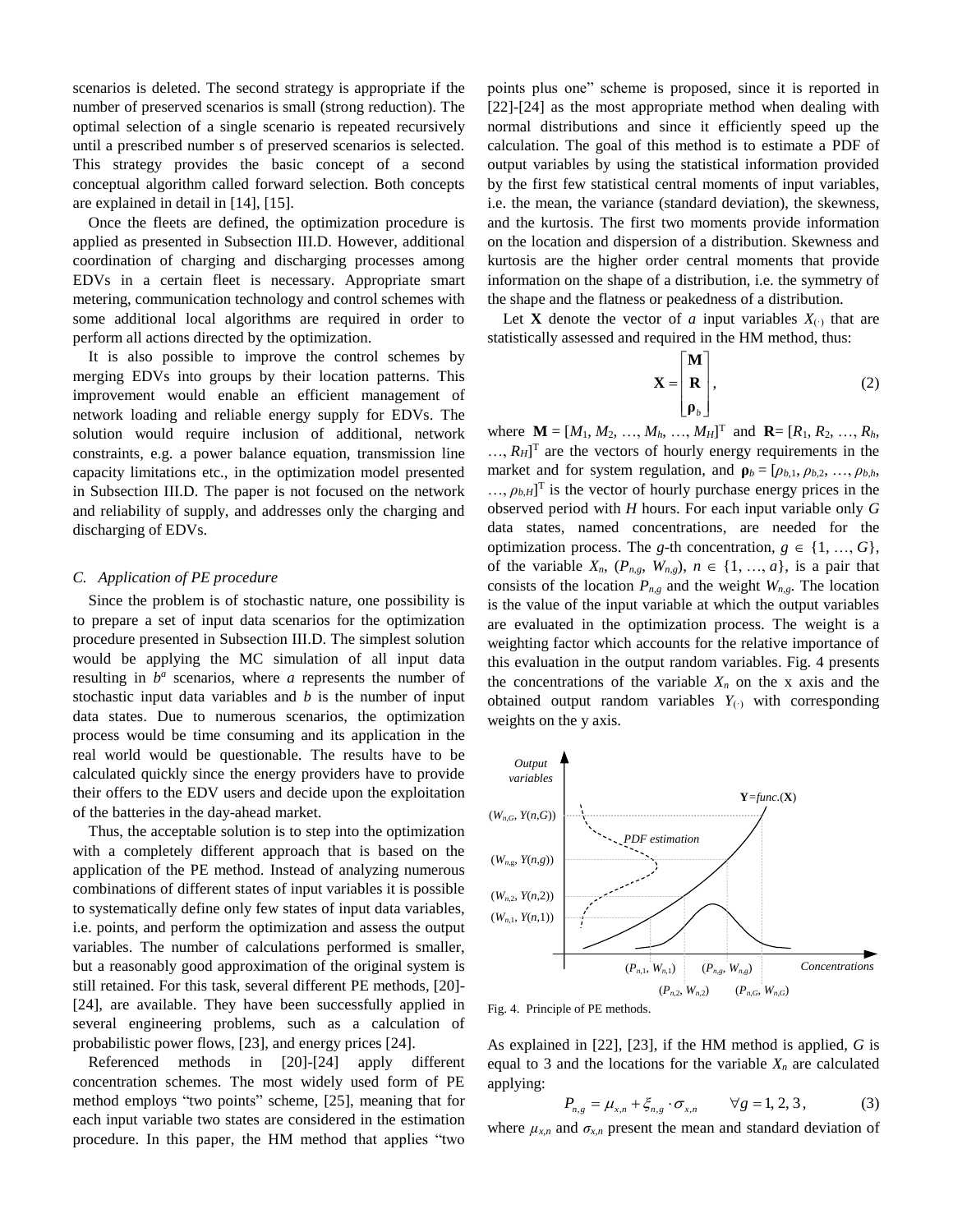scenarios is deleted. The second strategy is appropriate if the number of preserved scenarios is small (strong reduction). The optimal selection of a single scenario is repeated recursively until a prescribed number s of preserved scenarios is selected. This strategy provides the basic concept of a second conceptual algorithm called forward selection. Both concepts are explained in detail in [14], [15].

Once the fleets are defined, the optimization procedure is applied as presented in Subsection III.D. However, additional coordination of charging and discharging processes among EDVs in a certain fleet is necessary. Appropriate smart metering, communication technology and control schemes with some additional local algorithms are required in order to perform all actions directed by the optimization.

It is also possible to improve the control schemes by merging EDVs into groups by their location patterns. This improvement would enable an efficient management of network loading and reliable energy supply for EDVs. The solution would require inclusion of additional, network constraints, e.g. a power balance equation, transmission line capacity limitations etc., in the optimization model presented in Subsection III.D. The paper is not focused on the network and reliability of supply, and addresses only the charging and discharging of EDVs.

### *C. Application of PE procedure*

Since the problem is of stochastic nature, one possibility is to prepare a set of input data scenarios for the optimization procedure presented in Subsection III.D. The simplest solution would be applying the MC simulation of all input data resulting in $b^a$ scenarios, where $a$ represents the number of stochastic input data variables and $b$ is the number of input data states. Due to numerous scenarios, the optimization process would be time consuming and its application in the real world would be questionable. The results have to be calculated quickly since the energy providers have to provide their offers to the EDV users and decide upon the exploitation of the batteries in the day-ahead market.

Thus, the acceptable solution is to step into the optimization with a completely different approach that is based on the application of the PE method. Instead of analyzing numerous combinations of different states of input variables it is possible to systematically define only few states of input data variables, i.e. points, and perform the optimization and assess the output variables. The number of calculations performed is smaller, but a reasonably good approximation of the original system is still retained. For this task, several different PE methods, [20]-[24], are available. They have been successfully applied in several engineering problems, such as a calculation of probabilistic power flows, [23], and energy prices [24].

Referenced methods in [20]-[24] apply different concentration schemes. The most widely used form of PE method employs "two points" scheme, [25], meaning that for each input variable two states are considered in the estimation procedure. In this paper, the HM method that applies "two points plus one" scheme is proposed, since it is reported in [22]-[24] as the most appropriate method when dealing with normal distributions and since it efficiently speed up the calculation. The goal of this method is to estimate a PDF of output variables by using the statistical information provided by the first few statistical central moments of input variables, i.e. the mean, the variance (standard deviation), the skewness, and the kurtosis. The first two moments provide information on the location and dispersion of a distribution. Skewness and kurtosis are the higher order central moments that provide information on the shape of a distribution, i.e. the symmetry of the shape and the flatness or peakedness of a distribution.

Let $\mathbf{X}$ denote the vector of $a$ input variables $X_{(\cdot)}$ that are statistically assessed and required in the HM method, thus:

$$\mathbf{X} = \begin{bmatrix} \mathbf{M} \\ \mathbf{R} \\ \boldsymbol{\rho}_b \end{bmatrix}, \tag{2}$$

where $\mathbf{M} = [M_1, M_2, \ldots, M_h, \ldots, M_H]^{\mathrm{T}}$ and $\mathbf{R} = [R_1, R_2, \ldots, R_h, \ldots, R_H]^{\mathrm{T}}$ are the vectors of hourly energy requirements in the market and for system regulation, and $\boldsymbol{\rho}_b = [\rho_{b,1}, \rho_{b,2}, \ldots, \rho_{b,h}, \ldots, \rho_{b,H}]^{\mathrm{T}}$ is the vector of hourly purchase energy prices in the observed period with $H$ hours. For each input variable only $G$ data states, named concentrations, are needed for the optimization process. The $g$-th concentration, $g \in \{1, \ldots, G\}$, of the variable $X_n$, $(P_{n,g}, W_{n,g})$, $n \in \{1, \ldots, a\}$, is a pair that consists of the location $P_{n,g}$ and the weight $W_{n,g}$. The location is the value of the input variable at which the output variables are evaluated in the optimization process. The weight is a weighting factor which accounts for the relative importance of this evaluation in the output random variables. Fig. 4 presents the concentrations of the variable $X_n$ on the x axis and the obtained output random variables $Y_{(\cdot)}$ with corresponding weights on the y axis.

Fig. 4. Principle of PE methods.

As explained in [22], [23], if the HM method is applied, $G$ is equal to 3 and the locations for the variable $X_n$ are calculated applying:

$$P_{n,g} = \mu_{x,n} + \xi_{n,g} \cdot \sigma_{x,n} \qquad \forall g = 1, 2, 3, \tag{3}$$

where $\mu_{x,n}$ and $\sigma_{x,n}$ present the mean and standard deviation of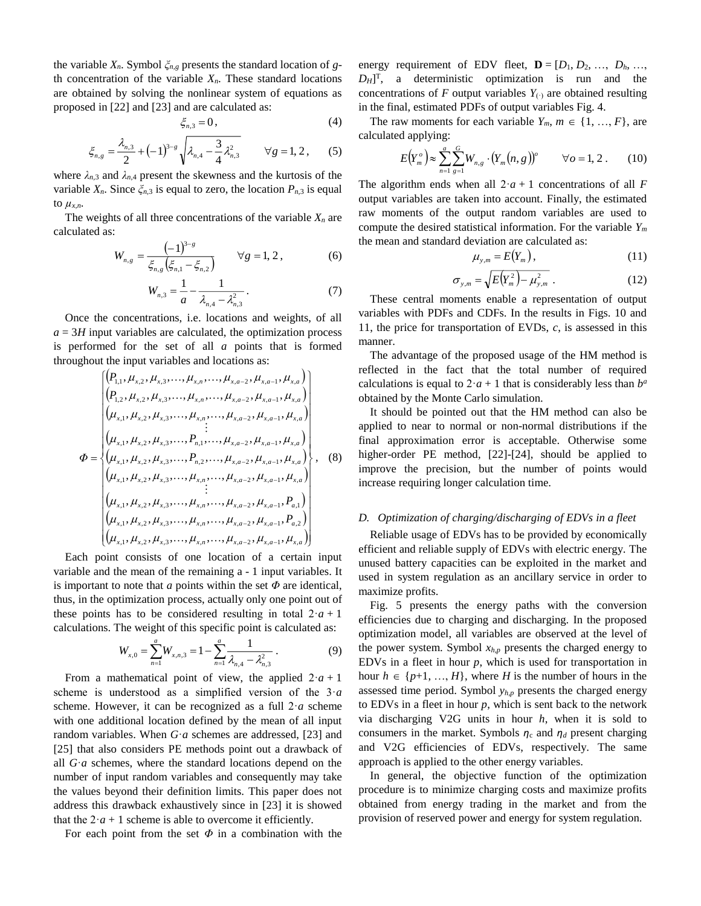the variable $X_n$. Symbol $\xi_{n,g}$ presents the standard location of $g$-th concentration of the variable $X_n$. These standard locations are obtained by solving the nonlinear system of equations as proposed in [22] and [23] and are calculated as:

$$\xi_{n,3} = 0\,, \tag{4}$$

$$\xi_{n,g} = \frac{\lambda_{n,3}}{2} + (-1)^{3-g}\sqrt{\lambda_{n,4} - \frac{3}{4}\lambda_{n,3}^2} \qquad \forall g = 1, 2\,, \tag{5}$$

where $\lambda_{n,3}$ and $\lambda_{n,4}$ present the skewness and the kurtosis of the variable $X_n$. Since $\xi_{n,3}$ is equal to zero, the location $P_{n,3}$ is equal to $\mu_{x,n}$.

The weights of all three concentrations of the variable $X_n$ are calculated as:

$$W_{n,g} = \frac{(-1)^{3-g}}{\xi_{n,g}\left(\xi_{n,1} - \xi_{n,2}\right)} \qquad \forall g = 1, 2\,, \tag{6}$$

$$W_{n,3} = \frac{1}{a} - \frac{1}{\lambda_{n,4} - \lambda_{n,3}^2}\,. \tag{7}$$

Once the concentrations, i.e. locations and weights, of all $a = 3H$ input variables are calculated, the optimization process is performed for the set of all $a$ points that is formed throughout the input variables and locations as:

$$\Phi = \begin{Bmatrix} \left(P_{1,1}, \mu_{x,2}, \mu_{x,3}, \ldots, \mu_{x,n}, \ldots, \mu_{x,a-2}, \mu_{x,a-1}, \mu_{x,a}\right) \\ \left(P_{1,2}, \mu_{x,2}, \mu_{x,3}, \ldots, \mu_{x,n}, \ldots, \mu_{x,a-2}, \mu_{x,a-1}, \mu_{x,a}\right) \\ \left(\mu_{x,1}, \mu_{x,2}, \mu_{x,3}, \ldots, \mu_{x,n}, \ldots, \mu_{x,a-2}, \mu_{x,a-1}, \mu_{x,a}\right) \\ \vdots \\ \left(\mu_{x,1}, \mu_{x,2}, \mu_{x,3}, \ldots, P_{n,1}, \ldots, \mu_{x,a-2}, \mu_{x,a-1}, \mu_{x,a}\right) \\ \left(\mu_{x,1}, \mu_{x,2}, \mu_{x,3}, \ldots, P_{n,2}, \ldots, \mu_{x,a-2}, \mu_{x,a-1}, \mu_{x,a}\right) \\ \left(\mu_{x,1}, \mu_{x,2}, \mu_{x,3}, \ldots, \mu_{x,n}, \ldots, \mu_{x,a-2}, \mu_{x,a-1}, \mu_{x,a}\right) \\ \vdots \\ \left(\mu_{x,1}, \mu_{x,2}, \mu_{x,3}, \ldots, \mu_{x,n}, \ldots, \mu_{x,a-2}, \mu_{x,a-1}, P_{a,1}\right) \\ \left(\mu_{x,1}, \mu_{x,2}, \mu_{x,3}, \ldots, \mu_{x,n}, \ldots, \mu_{x,a-2}, \mu_{x,a-1}, P_{a,2}\right) \\ \left(\mu_{x,1}, \mu_{x,2}, \mu_{x,3}, \ldots, \mu_{x,n}, \ldots, \mu_{x,a-2}, \mu_{x,a-1}, \mu_{x,a}\right) \end{Bmatrix}, \tag{8}$$

Each point consists of one location of a certain input variable and the mean of the remaining a - 1 input variables. It is important to note that $a$ points within the set $\Phi$ are identical, thus, in the optimization process, actually only one point out of these points has to be considered resulting in total $2\cdot a + 1$ calculations. The weight of this specific point is calculated as:

$$W_{x,0} = \sum_{n=1}^{a} W_{x,n,3} = 1 - \sum_{n=1}^{a} \frac{1}{\lambda_{n,4} - \lambda_{n,3}^2}\,. \tag{9}$$

From a mathematical point of view, the applied $2\cdot a + 1$ scheme is understood as a simplified version of the $3\cdot a$ scheme. However, it can be recognized as a full $2\cdot a$ scheme with one additional location defined by the mean of all input random variables. When $G\cdot a$ schemes are addressed, [23] and [25] that also considers PE methods point out a drawback of all $G\cdot a$ schemes, where the standard locations depend on the number of input random variables and consequently may take the values beyond their definition limits. This paper does not address this drawback exhaustively since in [23] it is showed that the $2\cdot a + 1$ scheme is able to overcome it efficiently.

For each point from the set $\Phi$ in a combination with the energy requirement of EDV fleet, $\mathbf{D} = [D_1, D_2, \ldots, D_h, \ldots, D_H]^{\mathrm{T}}$, a deterministic optimization is run and the concentrations of $F$ output variables $Y_{(\cdot)}$ are obtained resulting in the final, estimated PDFs of output variables Fig. 4.

The raw moments for each variable $Y_m$, $m \in \{1, \ldots, F\}$, are calculated applying:

$$E\left(Y_m^o\right) \approx \sum_{n=1}^{a}\sum_{g=1}^{G} W_{n,g} \cdot \left(Y_m(n,g)\right)^o \qquad \forall o = 1, 2\,. \tag{10}$$

The algorithm ends when all $2\cdot a + 1$ concentrations of all $F$ output variables are taken into account. Finally, the estimated raw moments of the output random variables are used to compute the desired statistical information. For the variable $Y_m$ the mean and standard deviation are calculated as:

$$\mu_{y,m} = E\left(Y_m\right), \tag{11}$$

$$\sigma_{y,m} = \sqrt{E\left(Y_m^2\right) - \mu_{y,m}^2}\,. \tag{12}$$

These central moments enable a representation of output variables with PDFs and CDFs. In the results in Figs. 10 and 11, the price for transportation of EVDs, $c$, is assessed in this manner.

The advantage of the proposed usage of the HM method is reflected in the fact that the total number of required calculations is equal to $2\cdot a + 1$ that is considerably less than $b^a$ obtained by the Monte Carlo simulation.

It should be pointed out that the HM method can also be applied to near to normal or non-normal distributions if the final approximation error is acceptable. Otherwise some higher-order PE method, [22]-[24], should be applied to improve the precision, but the number of points would increase requiring longer calculation time.

### D. Optimization of charging/discharging of EDVs in a fleet

Reliable usage of EDVs has to be provided by economically efficient and reliable supply of EDVs with electric energy. The unused battery capacities can be exploited in the market and used in system regulation as an ancillary service in order to maximize profits.

Fig. 5 presents the energy paths with the conversion efficiencies due to charging and discharging. In the proposed optimization model, all variables are observed at the level of the power system. Symbol $x_{h,p}$ presents the charged energy to EDVs in a fleet in hour $p$, which is used for transportation in hour $h \in \{p+1, \ldots, H\}$, where $H$ is the number of hours in the assessed time period. Symbol $y_{h,p}$ presents the charged energy to EDVs in a fleet in hour $p$, which is sent back to the network via discharging V2G units in hour $h$, when it is sold to consumers in the market. Symbols $\eta_c$ and $\eta_d$ present charging and V2G efficiencies of EDVs, respectively. The same approach is applied to the other energy variables.

In general, the objective function of the optimization procedure is to minimize charging costs and maximize profits obtained from energy trading in the market and from the provision of reserved power and energy for system regulation.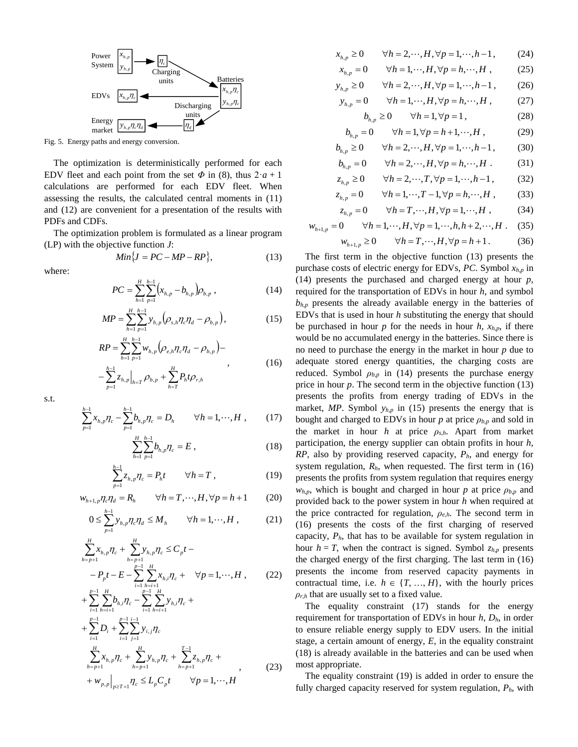Power System $x_{h,p}$ $y_{h,p}$ → $\eta_c$ Charging units → Batteries $x_{h,p}\eta_c$ $y_{h,p}\eta_c$

EDVs $x_{h,p}\eta_c$

Discharging units $\eta_d$

Energy market $y_{h,p}\eta_c\eta_d$

Fig. 5. Energy paths and energy conversion.

The optimization is deterministically performed for each EDV fleet and each point from the set $\Phi$ in (8), thus $2\cdot a + 1$ calculations are performed for each EDV fleet. When assessing the results, the calculated central moments in (11) and (12) are convenient for a presentation of the results with PDFs and CDFs.

The optimization problem is formulated as a linear program (LP) with the objective function $J$:

$$Min\{J = PC - MP - RP\}, \tag{13}$$

where:

$$PC = \sum_{h=1}^{H}\sum_{p=1}^{h-1}\left(x_{h,p} - b_{h,p}\right)\rho_{b,p}\ , \tag{14}$$

$$MP = \sum_{h=1}^{H}\sum_{p=1}^{h-1} y_{h,p}\left(\rho_{s,h}\eta_c\eta_d - \rho_{b,p}\right), \tag{15}$$

$$RP = \sum_{h=1}^{H}\sum_{p=1}^{h-1} w_{h,p}\left(\rho_{e,h}\eta_c\eta_d - \rho_{b,p}\right) - \\ - \sum_{p=1}^{h-1} z_{h,p}\Big|_{h=T}\rho_{b,p} + \sum_{h=T}^{H} P_h t \rho_{r,h}\ , \tag{16}$$

s.t.

$$\sum_{p=1}^{h-1} x_{h,p}\eta_c - \sum_{p=1}^{h-1} b_{h,p}\eta_c = D_h \qquad \forall h = 1,\cdots,H\ , \tag{17}$$

$$\sum_{h=1}^{H}\sum_{p=1}^{h-1} b_{h,p}\eta_c = E\ , \tag{18}$$

$$\sum_{p=1}^{h-1} z_{h,p}\eta_c = P_h t \qquad \forall h = T\ , \tag{19}$$

$$w_{h+1,p}\eta_c\eta_d = R_h \qquad \forall h = T,\cdots,H, \forall p = h+1 \tag{20}$$

$$0 \le \sum_{p=1}^{h-1} y_{h,p}\eta_c\eta_d \le M_h \qquad \forall h = 1,\cdots,H\ , \tag{21}$$

$$\sum_{h=p+1}^{H} x_{h,p}\eta_c + \sum_{h=p+1}^{H} y_{h,p}\eta_c \le C_p t - \\ - P_p t - E - \sum_{i=1}^{p-1}\sum_{h=i+1}^{H} x_{h,i}\eta_c + \quad \forall p = 1,\cdots,H\ , \\ + \sum_{i=1}^{p-1}\sum_{h=i+1}^{H} b_{h,i}\eta_c - \sum_{i=1}^{p-1}\sum_{h=i+1}^{H} y_{h,i}\eta_c + \\ + \sum_{i=1}^{p-1} D_i + \sum_{i=1}^{p-1}\sum_{j=1}^{i-1} y_{i,j}\eta_c \tag{22}$$

$$\sum_{h=p+1}^{H} x_{h,p}\eta_c + \sum_{h=p+1}^{H} y_{h,p}\eta_c + \sum_{h=p+1}^{T-1} z_{h,p}\eta_c + \\ + w_{p,p}\Big|_{p\ge T+1}\eta_c \le L_p C_p t \qquad \forall p = 1,\cdots,H \tag{23}$$

$$x_{h,p} \ge 0 \qquad \forall h = 2,\cdots,H, \forall p = 1,\cdots,h-1\ , \tag{24}$$

$$x_{h,p} = 0 \qquad \forall h = 1,\cdots,H, \forall p = h,\cdots,H\ , \tag{25}$$

$$y_{h,p} \ge 0 \qquad \forall h = 2,\cdots,H, \forall p = 1,\cdots,h-1\ , \tag{26}$$

$$y_{h,p} = 0 \qquad \forall h = 1,\cdots,H, \forall p = h,\cdots,H\ , \tag{27}$$

$$b_{h,p} \ge 0 \qquad \forall h = 1, \forall p = 1\ , \tag{28}$$

$$b_{h,p} = 0 \qquad \forall h = 1, \forall p = h+1,\cdots,H\ , \tag{29}$$

$$b_{h,p} \ge 0 \qquad \forall h = 2,\cdots,H, \forall p = 1,\cdots,h-1\ , \tag{30}$$

$$b_{h,p} = 0 \qquad \forall h = 2,\cdots,H, \forall p = h,\cdots,H\ . \tag{31}$$

$$z_{h,p} \ge 0 \qquad \forall h = 2,\cdots,T, \forall p = 1,\cdots,h-1\ , \tag{32}$$

$$z_{h,p} = 0 \qquad \forall h = 1,\cdots,T-1, \forall p = h,\cdots,H\ , \tag{33}$$

$$z_{h,p} = 0 \qquad \forall h = T,\cdots,H, \forall p = 1,\cdots,H\ , \tag{34}$$

$$w_{h+1,p} = 0 \qquad \forall h = 1,\cdots,H, \forall p = 1,\cdots,h,h+2,\cdots,H\ . \tag{35}$$

$$w_{h+1,p} \ge 0 \qquad \forall h = T,\cdots,H, \forall p = h+1\ . \tag{36}$$

The first term in the objective function (13) presents the purchase costs of electric energy for EDVs, $PC$. Symbol $x_{h,p}$ in (14) presents the purchased and charged energy at hour $p$, required for the transportation of EDVs in hour $h$, and symbol $b_{h,p}$ presents the already available energy in the batteries of EDVs that is used in hour $h$ substituting the energy that should be purchased in hour $p$ for the needs in hour $h$, $x_{h,p}$, if there would be no accumulated energy in the batteries. Since there is no need to purchase the energy in the market in hour $p$ due to adequate stored energy quantities, the charging costs are reduced. Symbol $\rho_{b,p}$ in (14) presents the purchase energy price in hour $p$. The second term in the objective function (13) presents the profits from energy trading of EDVs in the market, $MP$. Symbol $y_{h,p}$ in (15) presents the energy that is bought and charged to EDVs in hour $p$ at price $\rho_{b,p}$ and sold in the market in hour $h$ at price $\rho_{s,h}$. Apart from market participation, the energy supplier can obtain profits in hour $h$, $RP$, also by providing reserved capacity, $P_h$, and energy for system regulation, $R_h$, when requested. The first term in (16) presents the profits from system regulation that requires energy $w_{h,p}$, which is bought and charged in hour $p$ at price $\rho_{b,p}$ and provided back to the power system in hour $h$ when required at the price contracted for regulation, $\rho_{e,h}$. The second term in (16) presents the costs of the first charging of reserved capacity, $P_h$, that has to be available for system regulation in hour $h = T$, when the contract is signed. Symbol $z_{h,p}$ presents the charged energy of the first charging. The last term in (16) presents the income from reserved capacity payments in contractual time, i.e. $h \in \{T, \ldots, H\}$, with the hourly prices $\rho_{r,h}$ that are usually set to a fixed value.

The equality constraint (17) stands for the energy requirement for transportation of EDVs in hour $h$, $D_h$, in order to ensure reliable energy supply to EDV users. In the initial stage, a certain amount of energy, $E$, in the equality constraint (18) is already available in the batteries and can be used when most appropriate.

The equality constraint (19) is added in order to ensure the fully charged capacity reserved for system regulation, $P_h$, with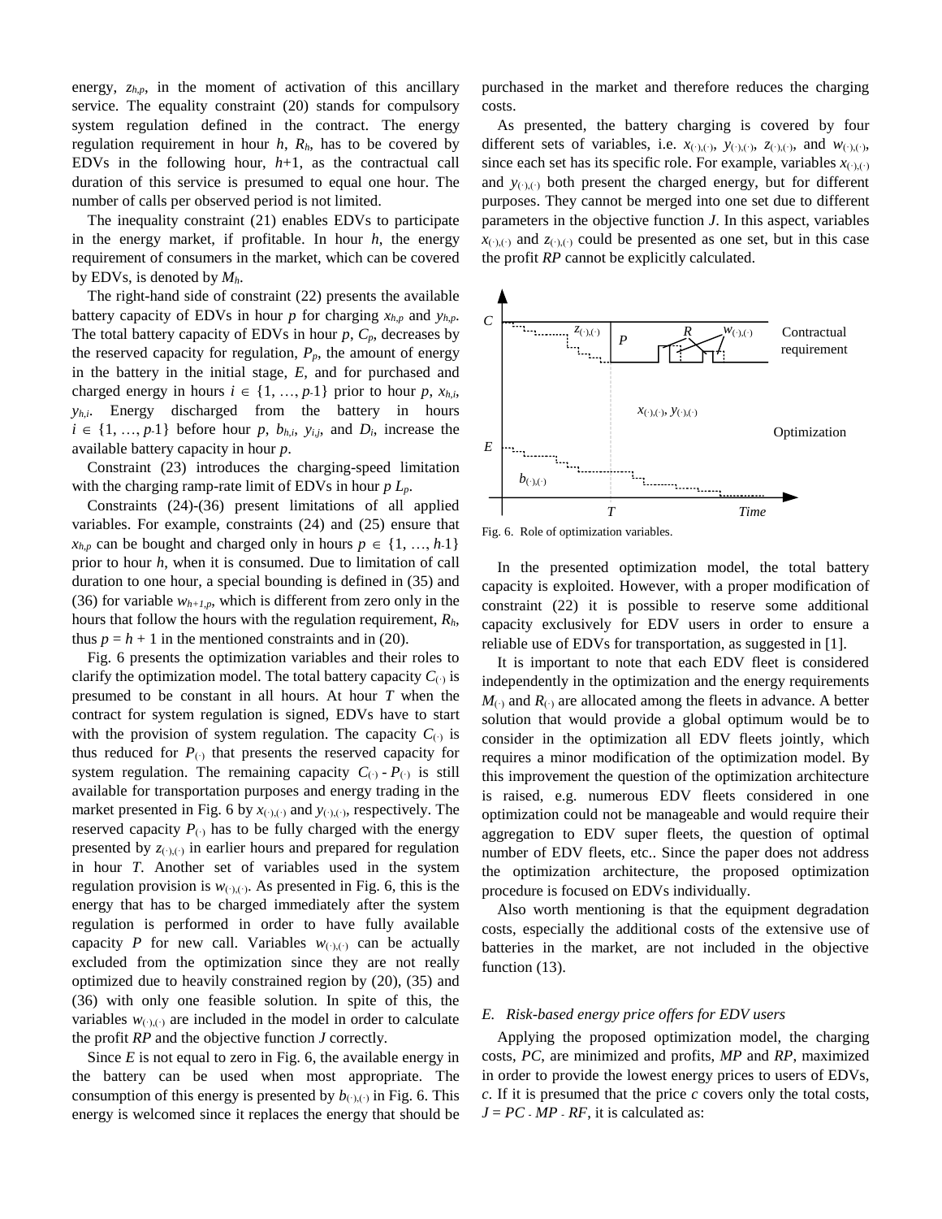energy, $z_{h,p}$, in the moment of activation of this ancillary service. The equality constraint (20) stands for compulsory system regulation defined in the contract. The energy regulation requirement in hour $h$, $R_h$, has to be covered by EDVs in the following hour, $h$+1, as the contractual call duration of this service is presumed to equal one hour. The number of calls per observed period is not limited.

The inequality constraint (21) enables EDVs to participate in the energy market, if profitable. In hour $h$, the energy requirement of consumers in the market, which can be covered by EDVs, is denoted by $M_h$.

The right-hand side of constraint (22) presents the available battery capacity of EDVs in hour $p$ for charging $x_{h,p}$ and $y_{h,p}$. The total battery capacity of EDVs in hour $p$, $C_p$, decreases by the reserved capacity for regulation, $P_p$, the amount of energy in the battery in the initial stage, $E$, and for purchased and charged energy in hours $i \in \{1, \ldots, p\text{-}1\}$ prior to hour $p$, $x_{h,i}$, $y_{h,i}$. Energy discharged from the battery in hours $i \in \{1, \ldots, p\text{-}1\}$ before hour $p$, $b_{h,i}$, $y_{i,j}$, and $D_i$, increase the available battery capacity in hour $p$.

Constraint (23) introduces the charging-speed limitation with the charging ramp-rate limit of EDVs in hour $p$ $L_p$.

Constraints (24)-(36) present limitations of all applied variables. For example, constraints (24) and (25) ensure that $x_{h,p}$ can be bought and charged only in hours $p \in \{1, \ldots, h\text{-}1\}$ prior to hour $h$, when it is consumed. Due to limitation of call duration to one hour, a special bounding is defined in (35) and (36) for variable $w_{h+1,p}$, which is different from zero only in the hours that follow the hours with the regulation requirement, $R_h$, thus $p = h + 1$ in the mentioned constraints and in (20).

Fig. 6 presents the optimization variables and their roles to clarify the optimization model. The total battery capacity $C_{(\cdot)}$ is presumed to be constant in all hours. At hour $T$ when the contract for system regulation is signed, EDVs have to start with the provision of system regulation. The capacity $C_{(\cdot)}$ is thus reduced for $P_{(\cdot)}$ that presents the reserved capacity for system regulation. The remaining capacity $C_{(\cdot)} - P_{(\cdot)}$ is still available for transportation purposes and energy trading in the market presented in Fig. 6 by $x_{(\cdot),(\cdot)}$ and $y_{(\cdot),(\cdot)}$, respectively. The reserved capacity $P_{(\cdot)}$ has to be fully charged with the energy presented by $z_{(\cdot),(\cdot)}$ in earlier hours and prepared for regulation in hour $T$. Another set of variables used in the system regulation provision is $w_{(\cdot),(\cdot)}$. As presented in Fig. 6, this is the energy that has to be charged immediately after the system regulation is performed in order to have fully available capacity $P$ for new call. Variables $w_{(\cdot),(\cdot)}$ can be actually excluded from the optimization since they are not really optimized due to heavily constrained region by (20), (35) and (36) with only one feasible solution. In spite of this, the variables $w_{(\cdot),(\cdot)}$ are included in the model in order to calculate the profit $RP$ and the objective function $J$ correctly.

Since $E$ is not equal to zero in Fig. 6, the available energy in the battery can be used when most appropriate. The consumption of this energy is presented by $b_{(\cdot),(\cdot)}$ in Fig. 6. This energy is welcomed since it replaces the energy that should be purchased in the market and therefore reduces the charging costs.

As presented, the battery charging is covered by four different sets of variables, i.e. $x_{(\cdot),(\cdot)}$, $y_{(\cdot),(\cdot)}$, $z_{(\cdot),(\cdot)}$, and $w_{(\cdot),(\cdot)}$, since each set has its specific role. For example, variables $x_{(\cdot),(\cdot)}$ and $y_{(\cdot),(\cdot)}$ both present the charged energy, but for different purposes. They cannot be merged into one set due to different parameters in the objective function $J$. In this aspect, variables $x_{(\cdot),(\cdot)}$ and $z_{(\cdot),(\cdot)}$ could be presented as one set, but in this case the profit $RP$ cannot be explicitly calculated.

Fig. 6. Role of optimization variables.

In the presented optimization model, the total battery capacity is exploited. However, with a proper modification of constraint (22) it is possible to reserve some additional capacity exclusively for EDV users in order to ensure a reliable use of EDVs for transportation, as suggested in [1].

It is important to note that each EDV fleet is considered independently in the optimization and the energy requirements $M_{(\cdot)}$ and $R_{(\cdot)}$ are allocated among the fleets in advance. A better solution that would provide a global optimum would be to consider in the optimization all EDV fleets jointly, which requires a minor modification of the optimization model. By this improvement the question of the optimization architecture is raised, e.g. numerous EDV fleets considered in one optimization could not be manageable and would require their aggregation to EDV super fleets, the question of optimal number of EDV fleets, etc.. Since the paper does not address the optimization architecture, the proposed optimization procedure is focused on EDVs individually.

Also worth mentioning is that the equipment degradation costs, especially the additional costs of the extensive use of batteries in the market, are not included in the objective function (13).

### *E. Risk-based energy price offers for EDV users*

Applying the proposed optimization model, the charging costs, $PC$, are minimized and profits, $MP$ and $RP$, maximized in order to provide the lowest energy prices to users of EDVs, $c$. If it is presumed that the price covers only the total costs, $J = PC - MP - RF$, it is calculated as: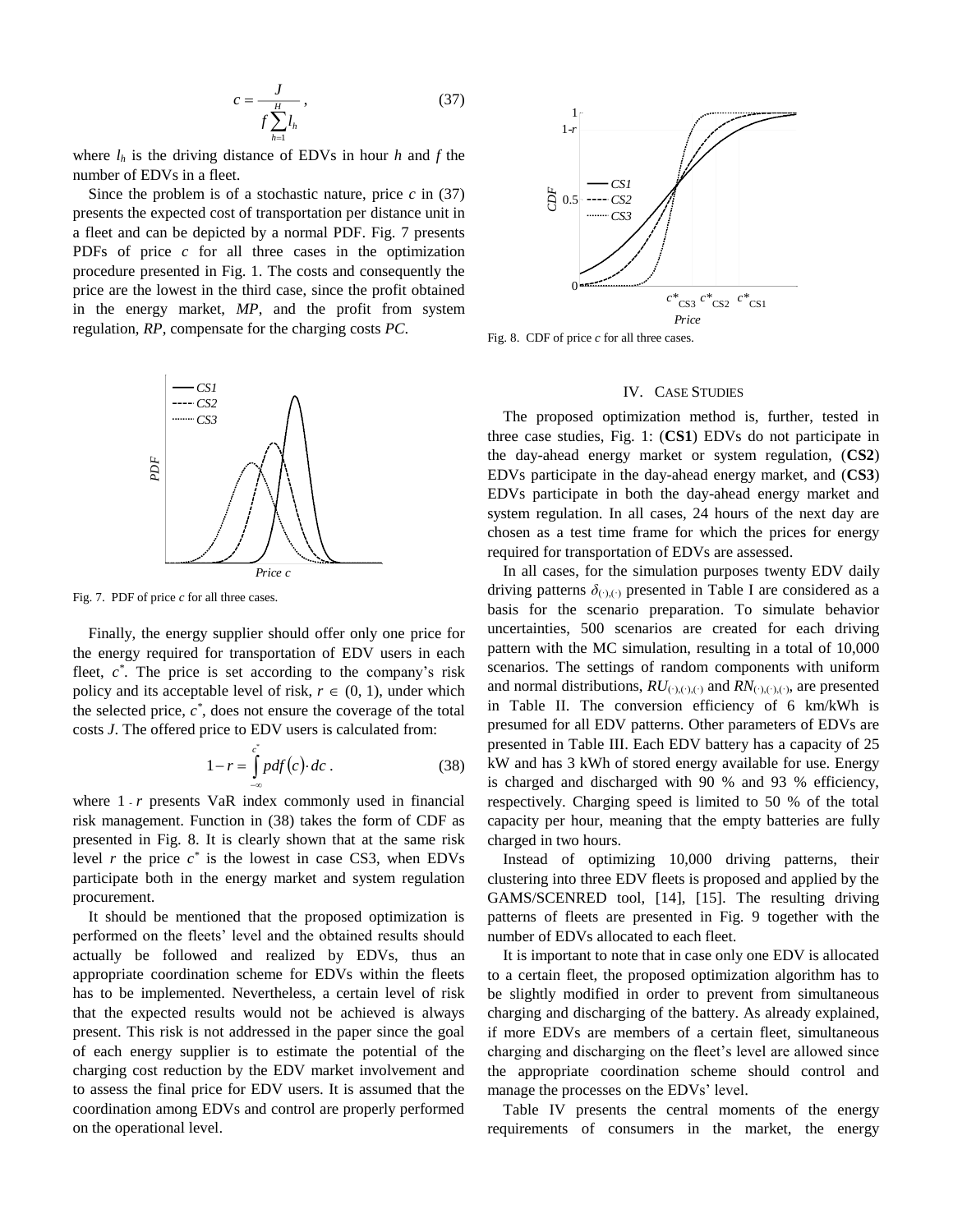$$c = \frac{J}{f\sum_{h=1}^{H} l_h}, \tag{37}$$

where $l_h$ is the driving distance of EDVs in hour $h$ and $f$ the number of EDVs in a fleet.

Since the problem is of a stochastic nature, price $c$ in (37) presents the expected cost of transportation per distance unit in a fleet and can be depicted by a normal PDF. Fig. 7 presents PDFs of price $c$ for all three cases in the optimization procedure presented in Fig. 1. The costs and consequently the price are the lowest in the third case, since the profit obtained in the energy market, *MP*, and the profit from system regulation, *RP*, compensate for the charging costs *PC*.

Fig. 7. PDF of price $c$ for all three cases.

Finally, the energy supplier should offer only one price for the energy required for transportation of EDV users in each fleet, $c^*$. The price is set according to the company's risk policy and its acceptable level of risk, $r \in (0, 1)$, under which the selected price, $c^*$, does not ensure the coverage of the total costs $J$. The offered price to EDV users is calculated from:

$$1 - r = \int_{-\infty}^{c^*} pdf(c) \cdot dc. \tag{38}$$

where $1 - r$ presents VaR index commonly used in financial risk management. Function in (38) takes the form of CDF as presented in Fig. 8. It is clearly shown that at the same risk level $r$ the price $c^*$ is the lowest in case CS3, when EDVs participate both in the energy market and system regulation procurement.

It should be mentioned that the proposed optimization is performed on the fleets' level and the obtained results should actually be followed and realized by EDVs, thus an appropriate coordination scheme for EDVs within the fleets has to be implemented. Nevertheless, a certain level of risk that the expected results would not be achieved is always present. This risk is not addressed in the paper since the goal of each energy supplier is to estimate the potential of the charging cost reduction by the EDV market involvement and to assess the final price for EDV users. It is assumed that the coordination among EDVs and control are properly performed on the operational level.

Fig. 8. CDF of price $c$ for all three cases.

## IV. Case Studies

The proposed optimization method is, further, tested in three case studies, Fig. 1: (**CS1**) EDVs do not participate in the day-ahead energy market or system regulation, (**CS2**) EDVs participate in the day-ahead energy market, and (**CS3**) EDVs participate in both the day-ahead energy market and system regulation. In all cases, 24 hours of the next day are chosen as a test time frame for which the prices for energy required for transportation of EDVs are assessed.

In all cases, for the simulation purposes twenty EDV daily driving patterns $\delta_{(\cdot),(\cdot)}$ presented in Table I are considered as a basis for the scenario preparation. To simulate behavior uncertainties, 500 scenarios are created for each driving pattern with the MC simulation, resulting in a total of 10,000 scenarios. The settings of random components with uniform and normal distributions, $RU_{(\cdot),(\cdot),(\cdot)}$ and $RN_{(\cdot),(\cdot),(\cdot)}$, are presented in Table II. The conversion efficiency of 6 km/kWh is presumed for all EDV patterns. Other parameters of EDVs are presented in Table III. Each EDV battery has a capacity of 25 kW and has 3 kWh of stored energy available for use. Energy is charged and discharged with 90 % and 93 % efficiency, respectively. Charging speed is limited to 50 % of the total capacity per hour, meaning that the empty batteries are fully charged in two hours.

Instead of optimizing 10,000 driving patterns, their clustering into three EDV fleets is proposed and applied by the GAMS/SCENRED tool, [14], [15]. The resulting driving patterns of fleets are presented in Fig. 9 together with the number of EDVs allocated to each fleet.

It is important to note that in case only one EDV is allocated to a certain fleet, the proposed optimization algorithm has to be slightly modified in order to prevent from simultaneous charging and discharging of the battery. As already explained, if more EDVs are members of a certain fleet, simultaneous charging and discharging on the fleet's level are allowed since the appropriate coordination scheme should control and manage the processes on the EDVs' level.

Table IV presents the central moments of the energy requirements of consumers in the market, the energy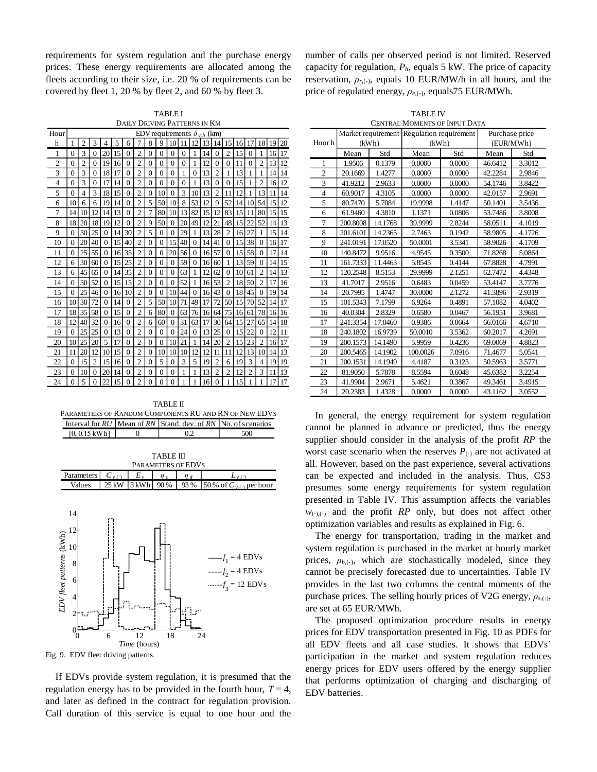requirements for system regulation and the purchase energy prices. These energy requirements are allocated among the fleets according to their size, i.e. 20 % of requirements can be covered by fleet 1, 20 % by fleet 2, and 60 % by fleet 3.

TABLE I
DAILY DRIVING PATTERNS IN KM

| Hour | EDV requirements $\delta_{v,h}$ (km) | | | | | | | | | | | | | | | | | | | |
|---|---|---|---|---|---|---|---|---|---|---|---|---|---|---|---|---|---|---|---|---|
| h | 1 | 2 | 3 | 4 | 5 | 6 | 7 | 8 | 9 | 10 | 11 | 12 | 13 | 14 | 15 | 16 | 17 | 18 | 19 | 20 |
| 1 | 0 | 3 | 0 | 20 | 15 | 0 | 2 | 0 | 0 | 0 | 0 | 1 | 14 | 0 | 2 | 15 | 0 | 1 | 16 | 17 |
| 2 | 0 | 2 | 0 | 19 | 16 | 0 | 2 | 0 | 0 | 0 | 0 | 1 | 12 | 0 | 0 | 11 | 0 | 2 | 13 | 12 |
| 3 | 0 | 3 | 0 | 18 | 17 | 0 | 2 | 0 | 0 | 0 | 1 | 0 | 13 | 2 | 1 | 13 | 1 | 1 | 14 | 14 |
| 4 | 0 | 3 | 0 | 17 | 14 | 0 | 2 | 0 | 0 | 0 | 0 | 1 | 13 | 0 | 0 | 15 | 1 | 2 | 16 | 12 |
| 5 | 0 | 4 | 3 | 18 | 15 | 0 | 2 | 0 | 10 | 0 | 3 | 10 | 13 | 2 | 11 | 12 | 1 | 13 | 11 | 14 |
| 6 | 10 | 6 | 6 | 19 | 14 | 0 | 2 | 5 | 50 | 10 | 8 | 53 | 12 | 9 | 52 | 14 | 10 | 54 | 15 | 12 |
| 7 | 14 | 10 | 12 | 14 | 13 | 0 | 2 | 7 | 80 | 10 | 13 | 82 | 15 | 12 | 83 | 15 | 11 | 80 | 15 | 15 |
| 8 | 18 | 20 | 18 | 19 | 12 | 0 | 2 | 9 | 50 | 0 | 20 | 49 | 12 | 21 | 48 | 15 | 22 | 52 | 14 | 13 |
| 9 | 0 | 30 | 25 | 0 | 14 | 30 | 2 | 5 | 0 | 0 | 29 | 1 | 13 | 28 | 2 | 16 | 27 | 1 | 15 | 14 |
| 10 | 0 | 20 | 40 | 0 | 15 | 40 | 2 | 0 | 0 | 15 | 40 | 0 | 14 | 41 | 0 | 15 | 38 | 0 | 16 | 17 |
| 11 | 0 | 25 | 55 | 0 | 16 | 35 | 2 | 0 | 0 | 20 | 56 | 0 | 16 | 57 | 0 | 15 | 58 | 0 | 17 | 14 |
| 12 | 6 | 30 | 60 | 0 | 15 | 25 | 2 | 0 | 0 | 0 | 59 | 0 | 16 | 60 | 1 | 13 | 59 | 0 | 14 | 15 |
| 13 | 6 | 45 | 65 | 0 | 14 | 35 | 2 | 0 | 0 | 0 | 63 | 1 | 12 | 62 | 0 | 10 | 61 | 2 | 14 | 13 |
| 14 | 0 | 30 | 52 | 0 | 15 | 15 | 2 | 0 | 0 | 0 | 52 | 1 | 16 | 53 | 2 | 18 | 50 | 2 | 17 | 16 |
| 15 | 0 | 25 | 46 | 0 | 16 | 10 | 2 | 0 | 0 | 10 | 44 | 0 | 16 | 43 | 0 | 18 | 45 | 0 | 19 | 14 |
| 16 | 10 | 30 | 72 | 0 | 14 | 0 | 2 | 5 | 50 | 10 | 71 | 49 | 17 | 72 | 50 | 15 | 70 | 52 | 14 | 17 |
| 17 | 18 | 35 | 58 | 0 | 15 | 0 | 2 | 6 | 80 | 0 | 63 | 76 | 16 | 64 | 75 | 16 | 61 | 78 | 16 | 16 |
| 18 | 12 | 40 | 32 | 0 | 16 | 0 | 2 | 6 | 60 | 0 | 31 | 63 | 17 | 30 | 64 | 15 | 27 | 65 | 14 | 18 |
| 19 | 0 | 25 | 25 | 0 | 13 | 0 | 2 | 0 | 0 | 0 | 24 | 0 | 13 | 25 | 0 | 15 | 22 | 0 | 12 | 11 |
| 20 | 10 | 25 | 20 | 5 | 17 | 0 | 2 | 0 | 0 | 10 | 21 | 1 | 14 | 20 | 2 | 15 | 23 | 2 | 16 | 17 |
| 21 | 11 | 20 | 12 | 10 | 15 | 0 | 2 | 0 | 10 | 10 | 10 | 12 | 12 | 11 | 11 | 12 | 13 | 10 | 14 | 13 |
| 22 | 0 | 15 | 2 | 15 | 16 | 0 | 2 | 0 | 5 | 0 | 3 | 5 | 19 | 2 | 6 | 19 | 3 | 4 | 19 | 19 |
| 23 | 0 | 10 | 0 | 20 | 14 | 0 | 2 | 0 | 0 | 0 | 1 | 1 | 13 | 2 | 2 | 12 | 2 | 3 | 11 | 13 |
| 24 | 0 | 5 | 0 | 22 | 15 | 0 | 2 | 0 | 0 | 0 | 1 | 1 | 16 | 0 | 1 | 15 | 1 | 1 | 17 | 17 |

TABLE II
PARAMETERS OF RANDOM COMPONENTS RU AND RN OF NEW EDVS

| Interval for *RU* | Mean of *RN* | Stand. dev. of *RN* | No. of scenarios |
|---|---|---|---|
| [0, 0.15 kWh] | 0 | 0.2 | 500 |

TABLE III
PARAMETERS OF EDVS

| Parameters | $C_{v,(\cdot)}$ | $E_v$ | $\eta_c$ | $\eta_d$ | $L_{v,(\cdot)}$ |
|---|---|---|---|---|---|
| Values | 25 kW | 3 kWh | 90 % | 93 % | 50 % of $C_{v,(\cdot)}$ per hour |

Fig. 9. EDV fleet driving patterns.

If EDVs provide system regulation, it is presumed that the regulation energy has to be provided in the fourth hour, $T = 4$, and later as defined in the contract for regulation provision. Call duration of this service is equal to one hour and the number of calls per observed period is not limited. Reserved capacity for regulation, $P_h$, equals 5 kW. The price of capacity reservation, $\rho_{r,(\cdot)}$, equals 10 EUR/MW/h in all hours, and the price of regulated energy, $\rho_{e,(\cdot)}$, equals75 EUR/MWh.

TABLE IV
CENTRAL MOMENTS OF INPUT DATA

| Hour h | Market requirement (kWh) | | Regulation requirement (kWh) | | Purchase price (EUR/MWh) | |
|---|---|---|---|---|---|---|
| | Mean | Std | Mean | Std | Mean | Std |
| 1 | 1.9506 | 0.1379 | 0.0000 | 0.0000 | 46.6412 | 3.3012 |
| 2 | 20.1669 | 1.4277 | 0.0000 | 0.0000 | 42.2284 | 2.9846 |
| 3 | 41.9212 | 2.9633 | 0.0000 | 0.0000 | 54.1746 | 3.8422 |
| 4 | 60.9017 | 4.3105 | 0.0000 | 0.0000 | 42.0157 | 2.9691 |
| 5 | 80.7470 | 5.7084 | 19.9998 | 1.4147 | 50.1401 | 3.5436 |
| 6 | 61.9460 | 4.3810 | 1.1371 | 0.0806 | 53.7486 | 3.8008 |
| 7 | 200.8008 | 14.1768 | 39.9999 | 2.8244 | 58.0511 | 4.1019 |
| 8 | 201.6101 | 14.2365 | 2.7463 | 0.1942 | 58.9805 | 4.1726 |
| 9 | 241.0191 | 17.0520 | 50.0001 | 3.5341 | 58.9026 | 4.1709 |
| 10 | 140.8472 | 9.9516 | 4.9545 | 0.3500 | 71.8268 | 5.0864 |
| 11 | 161.7333 | 11.4463 | 5.8545 | 0.4144 | 67.8828 | 4.7991 |
| 12 | 120.2548 | 8.5153 | 29.9999 | 2.1251 | 62.7472 | 4.4348 |
| 13 | 41.7017 | 2.9516 | 0.6483 | 0.0459 | 53.4147 | 3.7776 |
| 14 | 20.7995 | 1.4747 | 30.0000 | 2.1272 | 41.3896 | 2.9319 |
| 15 | 101.5343 | 7.1799 | 6.9264 | 0.4891 | 57.1082 | 4.0402 |
| 16 | 40.0304 | 2.8329 | 0.6580 | 0.0467 | 56.1951 | 3.9681 |
| 17 | 241.3354 | 17.0460 | 0.9386 | 0.0664 | 66.0166 | 4.6710 |
| 18 | 240.1802 | 16.9739 | 50.0010 | 3.5362 | 60.2017 | 4.2691 |
| 19 | 200.1573 | 14.1490 | 5.9959 | 0.4236 | 69.0069 | 4.8823 |
| 20 | 200.5465 | 14.1902 | 100.0026 | 7.0916 | 71.4677 | 5.0541 |
| 21 | 200.1531 | 14.1949 | 4.4187 | 0.3123 | 50.5963 | 3.5771 |
| 22 | 81.9050 | 5.7878 | 8.5594 | 0.6048 | 45.6382 | 3.2254 |
| 23 | 41.9904 | 2.9671 | 5.4621 | 0.3867 | 49.3461 | 3.4915 |
| 24 | 20.2383 | 1.4328 | 0.0000 | 0.0000 | 43.1162 | 3.0552 |

In general, the energy requirement for system regulation cannot be planned in advance or predicted, thus the energy supplier should consider in the analysis of the profit *RP* the worst case scenario when the reserves $P_{(\cdot)}$ are not activated at all. However, based on the past experience, several activations can be expected and included in the analysis. Thus, CS3 presumes some energy requirements for system regulation presented in Table IV. This assumption affects the variables $w_{(\cdot),(\cdot)}$ and the profit *RP* only, but does not affect other optimization variables and results as explained in Fig. 6.

The energy for transportation, trading in the market and system regulation is purchased in the market at hourly market prices, $\rho_{b,(\cdot)}$, which are stochastically modeled, since they cannot be precisely forecasted due to uncertainties. Table IV provides in the last two columns the central moments of the purchase prices. The selling hourly prices of V2G energy, $\rho_{s,(\cdot)}$, are set at 65 EUR/MWh.

The proposed optimization procedure results in energy prices for EDV transportation presented in Fig. 10 as PDFs for all EDV fleets and all case studies. It shows that EDVs' participation in the market and system regulation reduces energy prices for EDV users offered by the energy supplier that performs optimization of charging and discharging of EDV batteries.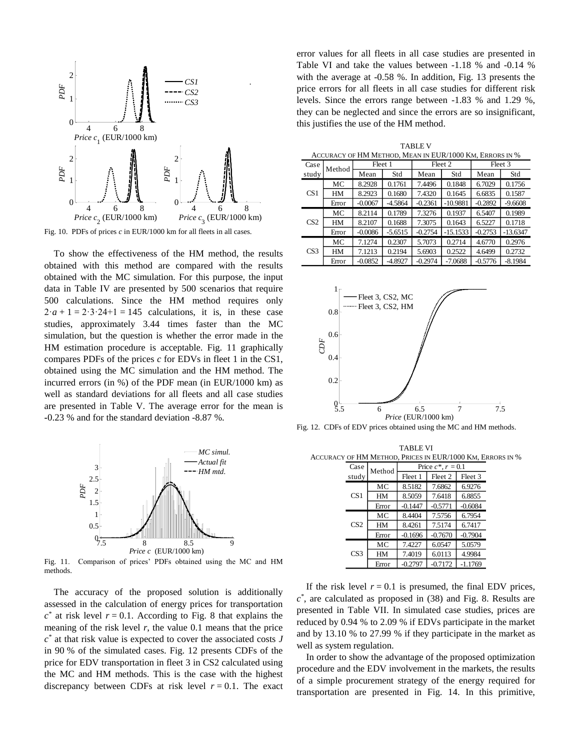Fig. 10. PDFs of prices $c$ in EUR/1000 km for all fleets in all cases.

To show the effectiveness of the HM method, the results obtained with this method are compared with the results obtained with the MC simulation. For this purpose, the input data in Table IV are presented by 500 scenarios that require 500 calculations. Since the HM method requires only $2 \cdot a + 1 = 2 \cdot 3 \cdot 24 + 1 = 145$ calculations, it is, in these case studies, approximately 3.44 times faster than the MC simulation, but the question is whether the error made in the HM estimation procedure is acceptable. Fig. 11 graphically compares PDFs of the prices $c$ for EDVs in fleet 1 in the CS1, obtained using the MC simulation and the HM method. The incurred errors (in %) of the PDF mean (in EUR/1000 km) as well as standard deviations for all fleets and all case studies are presented in Table V. The average error for the mean is -0.23 % and for the standard deviation -8.87 %.

Fig. 11. Comparison of prices' PDFs obtained using the MC and HM methods.

The accuracy of the proposed solution is additionally assessed in the calculation of energy prices for transportation $c^*$ at risk level $r = 0.1$. According to Fig. 8 that explains the meaning of the risk level $r$, the value 0.1 means that the price $c^*$ at that risk value is expected to cover the associated costs $J$ in 90 % of the simulated cases. Fig. 12 presents CDFs of the price for EDV transportation in fleet 3 in CS2 calculated using the MC and HM methods. This is the case with the highest discrepancy between CDFs at risk level $r = 0.1$. The exact error values for all fleets in all case studies are presented in Table VI and take the values between -1.18 % and -0.14 % with the average at -0.58 %. In addition, Fig. 13 presents the price errors for all fleets in all case studies for different risk levels. Since the errors range between -1.83 % and 1.29 %, they can be neglected and since the errors are so insignificant, this justifies the use of the HM method.

TABLE V
ACCURACY OF HM METHOD, MEAN IN EUR/1000 KM, ERRORS IN %

| Case study | Method | Fleet 1 | | Fleet 2 | | Fleet 3 | |
|---|---|---|---|---|---|---|---|
| | | Mean | Std | Mean | Std | Mean | Std |
| CS1 | MC | 8.2928 | 0.1761 | 7.4496 | 0.1848 | 6.7029 | 0.1756 |
| | HM | 8.2923 | 0.1680 | 7.4320 | 0.1645 | 6.6835 | 0.1587 |
| | Error | -0.0067 | -4.5864 | -0.2361 | -10.9881 | -0.2892 | -9.6608 |
| CS2 | MC | 8.2114 | 0.1789 | 7.3276 | 0.1937 | 6.5407 | 0.1989 |
| | HM | 8.2107 | 0.1688 | 7.3075 | 0.1643 | 6.5227 | 0.1718 |
| | Error | -0.0086 | -5.6515 | -0.2754 | -15.1533 | -0.2753 | -13.6347 |
| CS3 | MC | 7.1274 | 0.2307 | 5.7073 | 0.2714 | 4.6770 | 0.2976 |
| | HM | 7.1213 | 0.2194 | 5.6903 | 0.2522 | 4.6499 | 0.2732 |
| | Error | -0.0852 | -4.8927 | -0.2974 | -7.0688 | -0.5776 | -8.1984 |

Fig. 12. CDFs of EDV prices obtained using the MC and HM methods.

TABLE VI
ACCURACY OF HM METHOD, PRICES IN EUR/1000 KM, ERRORS IN %

| Case study | Method | Price $c^*$, $r = 0.1$ | | |
|---|---|---|---|---|
| | | Fleet 1 | Fleet 2 | Fleet 3 |
| CS1 | MC | 8.5182 | 7.6862 | 6.9276 |
| | HM | 8.5059 | 7.6418 | 6.8855 |
| | Error | -0.1447 | -0.5771 | -0.6084 |
| CS2 | MC | 8.4404 | 7.5756 | 6.7954 |
| | HM | 8.4261 | 7.5174 | 6.7417 |
| | Error | -0.1696 | -0.7670 | -0.7904 |
| CS3 | MC | 7.4227 | 6.0547 | 5.0579 |
| | HM | 7.4019 | 6.0113 | 4.9984 |
| | Error | -0.2797 | -0.7172 | -1.1769 |

If the risk level $r = 0.1$ is presumed, the final EDV prices, $c^*$, are calculated as proposed in (38) and Fig. 8. Results are presented in Table VII. In simulated case studies, prices are reduced by 0.94 % to 2.09 % if EDVs participate in the market and by 13.10 % to 27.99 % if they participate in the market as well as system regulation.

In order to show the advantage of the proposed optimization procedure and the EDV involvement in the markets, the results of a simple procurement strategy of the energy required for transportation are presented in Fig. 14. In this primitive,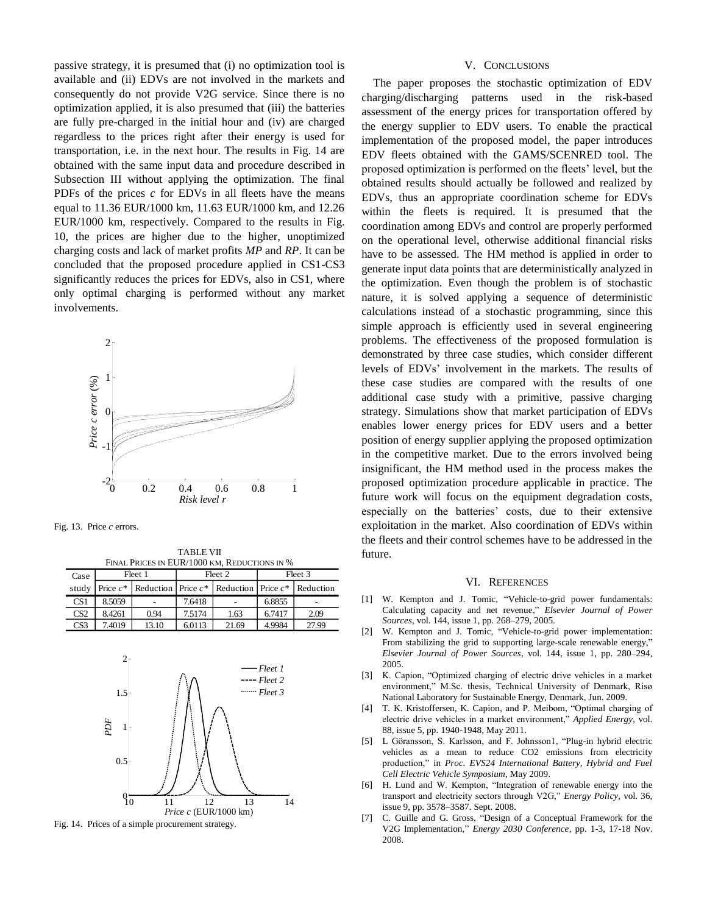passive strategy, it is presumed that (i) no optimization tool is available and (ii) EDVs are not involved in the markets and consequently do not provide V2G service. Since there is no optimization applied, it is also presumed that (iii) the batteries are fully pre-charged in the initial hour and (iv) are charged regardless to the prices right after their energy is used for transportation, i.e. in the next hour. The results in Fig. 14 are obtained with the same input data and procedure described in Subsection III without applying the optimization. The final PDFs of the prices $c$ for EDVs in all fleets have the means equal to 11.36 EUR/1000 km, 11.63 EUR/1000 km, and 12.26 EUR/1000 km, respectively. Compared to the results in Fig. 10, the prices are higher due to the higher, unoptimized charging costs and lack of market profits *MP* and *RP*. It can be concluded that the proposed procedure applied in CS1-CS3 significantly reduces the prices for EDVs, also in CS1, where only optimal charging is performed without any market involvements.

Fig. 13. Price $c$ errors.

TABLE VII
FINAL PRICES IN EUR/1000 KM, REDUCTIONS IN %

| Case study | Fleet 1 | | Fleet 2 | | Fleet 3 | |
|---|---|---|---|---|---|---|
| | Price $c^*$ | Reduction | Price $c^*$ | Reduction | Price $c^*$ | Reduction |
| CS1 | 8.5059 | - | 7.6418 | - | 6.8855 | - |
| CS2 | 8.4261 | 0.94 | 7.5174 | 1.63 | 6.7417 | 2.09 |
| CS3 | 7.4019 | 13.10 | 6.0113 | 21.69 | 4.9984 | 27.99 |

Fig. 14. Prices of a simple procurement strategy.

## V. CONCLUSIONS

The paper proposes the stochastic optimization of EDV charging/discharging patterns used in the risk-based assessment of the energy prices for transportation offered by the energy supplier to EDV users. To enable the practical implementation of the proposed model, the paper introduces EDV fleets obtained with the GAMS/SCENRED tool. The proposed optimization is performed on the fleets' level, but the obtained results should actually be followed and realized by EDVs, thus an appropriate coordination scheme for EDVs within the fleets is required. It is presumed that the coordination among EDVs and control are properly performed on the operational level, otherwise additional financial risks have to be assessed. The HM method is applied in order to generate input data points that are deterministically analyzed in the optimization. Even though the problem is of stochastic nature, it is solved applying a sequence of deterministic calculations instead of a stochastic programming, since this simple approach is efficiently used in several engineering problems. The effectiveness of the proposed formulation is demonstrated by three case studies, which consider different levels of EDVs' involvement in the markets. The results of these case studies are compared with the results of one additional case study with a primitive, passive charging strategy. Simulations show that market participation of EDVs enables lower energy prices for EDV users and a better position of energy supplier applying the proposed optimization in the competitive market. Due to the errors involved being insignificant, the HM method used in the process makes the proposed optimization procedure applicable in practice. The future work will focus on the equipment degradation costs, especially on the batteries' costs, due to their extensive exploitation in the market. Also coordination of EDVs within the fleets and their control schemes have to be addressed in the future.

## VI. REFERENCES

[1] W. Kempton and J. Tomic, "Vehicle-to-grid power fundamentals: Calculating capacity and net revenue," *Elsevier Journal of Power Sources*, vol. 144, issue 1, pp. 268–279, 2005.

[2] W. Kempton and J. Tomic, "Vehicle-to-grid power implementation: From stabilizing the grid to supporting large-scale renewable energy," *Elsevier Journal of Power Sources*, vol. 144, issue 1, pp. 280–294, 2005.

[3] K. Capion, "Optimized charging of electric drive vehicles in a market environment," M.Sc. thesis, Technical University of Denmark, Risø National Laboratory for Sustainable Energy, Denmark, Jun. 2009.

[4] T. K. Kristoffersen, K. Capion, and P. Meibom, "Optimal charging of electric drive vehicles in a market environment," *Applied Energy*, vol. 88, issue 5, pp. 1940-1948, May 2011.

[5] L Göransson, S. Karlsson, and F. Johnsson1, "Plug-in hybrid electric vehicles as a mean to reduce CO2 emissions from electricity production," in *Proc. EVS24 International Battery, Hybrid and Fuel Cell Electric Vehicle Symposium*, May 2009.

[6] H. Lund and W. Kempton, "Integration of renewable energy into the transport and electricity sectors through V2G," *Energy Policy*, vol. 36, issue 9, pp. 3578–3587. Sept. 2008.

[7] C. Guille and G. Gross, "Design of a Conceptual Framework for the V2G Implementation," *Energy 2030 Conference*, pp. 1-3, 17-18 Nov. 2008.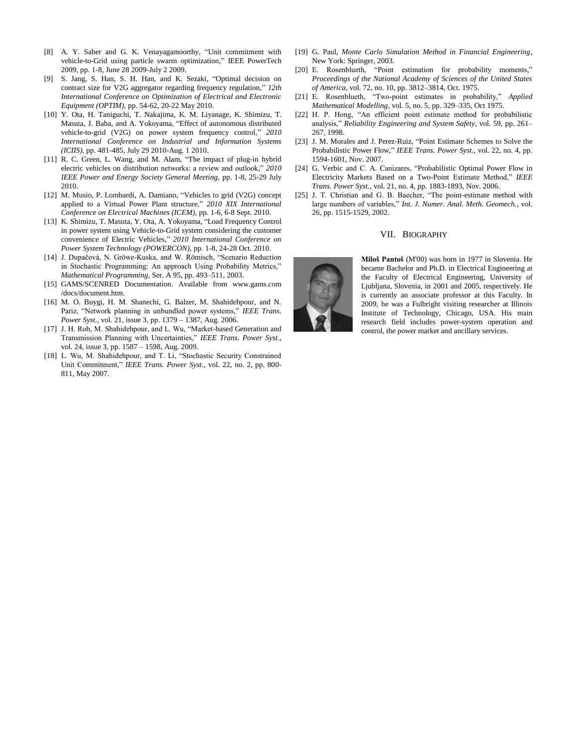[8] A. Y. Saber and G. K. Venayagamoorthy, "Unit commitment with vehicle-to-Grid using particle swarm optimization," IEEE PowerTech 2009, pp. 1-8, June 28 2009-July 2 2009.

[9] S. Jang, S. Han, S. H. Han, and K. Sezaki, "Optimal decision on contract size for V2G aggregator regarding frequency regulation," *12th International Conference on Optimization of Electrical and Electronic Equipment (OPTIM)*, pp. 54-62, 20-22 May 2010.

[10] Y. Ota, H. Taniguchi, T. Nakajima, K. M. Liyanage, K. Shimizu, T. Masuta, J. Baba, and A. Yokoyama, "Effect of autonomous distributed vehicle-to-grid (V2G) on power system frequency control," *2010 International Conference on Industrial and Information Systems (ICIIS)*, pp. 481-485, July 29 2010-Aug. 1 2010.

[11] R. C. Green, L. Wang, and M. Alam, "The impact of plug-in hybrid electric vehicles on distribution networks: a review and outlook," *2010 IEEE Power and Energy Society General Meeting*, pp. 1-8, 25-29 July 2010.

[12] M. Musio, P. Lombardi, A. Damiano, "Vehicles to grid (V2G) concept applied to a Virtual Power Plant structure," *2010 XIX International Conference on Electrical Machines (ICEM)*, pp. 1-6, 6-8 Sept. 2010.

[13] K. Shimizu, T. Masuta, Y. Ota, A. Yokoyama, "Load Frequency Control in power system using Vehicle-to-Grid system considering the customer convenience of Electric Vehicles," *2010 International Conference on Power System Technology (POWERCON)*, pp. 1-8, 24-28 Oct. 2010.

[14] J. Dupačová, N. Gröwe-Kuska, and W. Römisch, "Scenario Reduction in Stochastic Programming: An approach Using Probability Metrics," *Mathematical Programming*, Ser. A 95, pp. 493–511, 2003.

[15] GAMS/SCENRED Documentation. Available from www.gams.com /docs/document.htm.

[16] M. O. Buygi, H. M. Shanechi, G. Balzer, M. Shahidehpour, and N. Pariz, "Network planning in unbundled power systems," *IEEE Trans. Power Syst.*, vol. 21, issue 3, pp. 1379 – 1387, Aug. 2006.

[17] J. H. Roh, M. Shahidehpour, and L. Wu, "Market-based Generation and Transmission Planning with Uncertainties," *IEEE Trans. Power Syst.*, vol. 24, issue 3, pp. 1587 – 1598, Aug. 2009.

[18] L. Wu, M. Shahidehpour, and T. Li, "Stochastic Security Constrained Unit Commitment," *IEEE Trans. Power Syst.*, vol. 22, no. 2, pp. 800-811, May 2007.

[19] G. Paul, *Monte Carlo Simulation Method in Financial Engineering*, New York: Springer, 2003.

[20] E. Rosenblueth, "Point estimation for probability moments," *Proceedings of the National Academy of Sciences of the United States of America*, vol. 72, no. 10, pp. 3812–3814, Oct. 1975.

[21] E. Rosenblueth, "Two-point estimates in probability," *Applied Mathematical Modelling*, vol. 5, no. 5, pp. 329–335, Oct 1975.

[22] H. P. Hong, "An efficient point estimate method for probabilistic analysis," *Reliability Engineering and System Safety*, vol. 59, pp. 261–267, 1998.

[23] J. M. Morales and J. Perez-Ruiz, "Point Estimate Schemes to Solve the Probabilistic Power Flow," *IEEE Trans. Power Syst.*, vol. 22, no. 4, pp. 1594-1601, Nov. 2007.

[24] G. Verbic and C. A. Canizares, "Probabilistic Optimal Power Flow in Electricity Markets Based on a Two-Point Estimate Method," *IEEE Trans. Power Syst.*, vol. 21, no. 4, pp. 1883-1893, Nov. 2006.

[25] J. T. Christian and G. B. Baecher, "The point-estimate method with large numbers of variables," *Int. J. Numer. Anal. Meth. Geomech.*, vol. 26, pp. 1515-1529, 2002.

## VII. Biography

**Miloš Pantoš** (M'00) was born in 1977 in Slovenia. He became Bachelor and Ph.D. in Electrical Engineering at the Faculty of Electrical Engineering, University of Ljubljana, Slovenia, in 2001 and 2005, respectively. He is currently an associate professor at this Faculty. In 2009, he was a Fulbright visiting researcher at Illinois Institute of Technology, Chicago, USA. His main research field includes power-system operation and control, the power market and ancillary services.